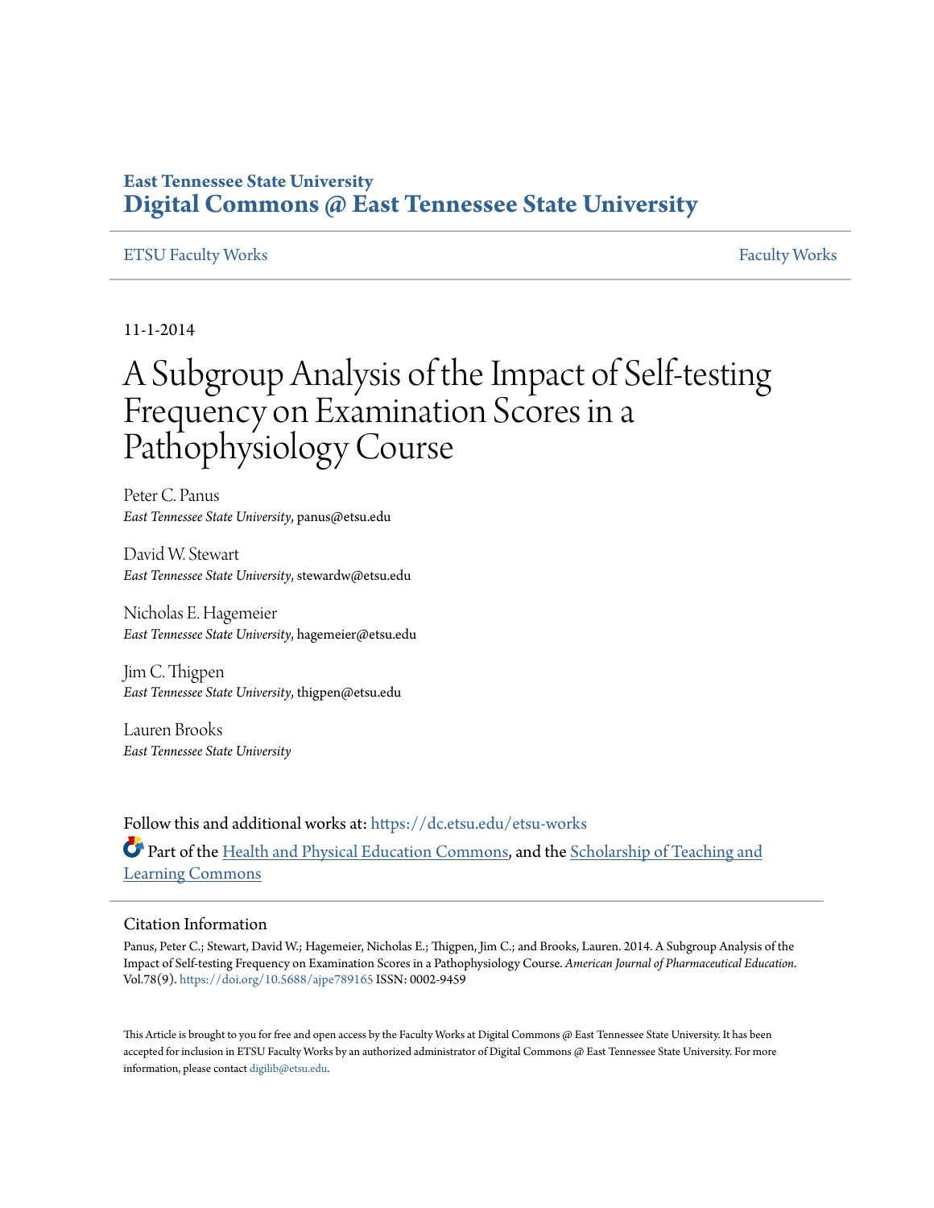**East Tennessee State University**
# Digital Commons @ East Tennessee State University

ETSU Faculty Works | Faculty Works

11-1-2014

# A Subgroup Analysis of the Impact of Self-testing Frequency on Examination Scores in a Pathophysiology Course

Peter C. Panus
*East Tennessee State University*, panus@etsu.edu

David W. Stewart
*East Tennessee State University*, stewardw@etsu.edu

Nicholas E. Hagemeier
*East Tennessee State University*, hagemeier@etsu.edu

Jim C. Thigpen
*East Tennessee State University*, thigpen@etsu.edu

Lauren Brooks
*East Tennessee State University*

Follow this and additional works at: https://dc.etsu.edu/etsu-works

Part of the Health and Physical Education Commons, and the Scholarship of Teaching and Learning Commons

## Citation Information

Panus, Peter C.; Stewart, David W.; Hagemeier, Nicholas E.; Thigpen, Jim C.; and Brooks, Lauren. 2014. A Subgroup Analysis of the Impact of Self-testing Frequency on Examination Scores in a Pathophysiology Course. *American Journal of Pharmaceutical Education*. Vol.78(9). https://doi.org/10.5688/ajpe789165 ISSN: 0002-9459

This Article is brought to you for free and open access by the Faculty Works at Digital Commons @ East Tennessee State University. It has been accepted for inclusion in ETSU Faculty Works by an authorized administrator of Digital Commons @ East Tennessee State University. For more information, please contact digilib@etsu.edu.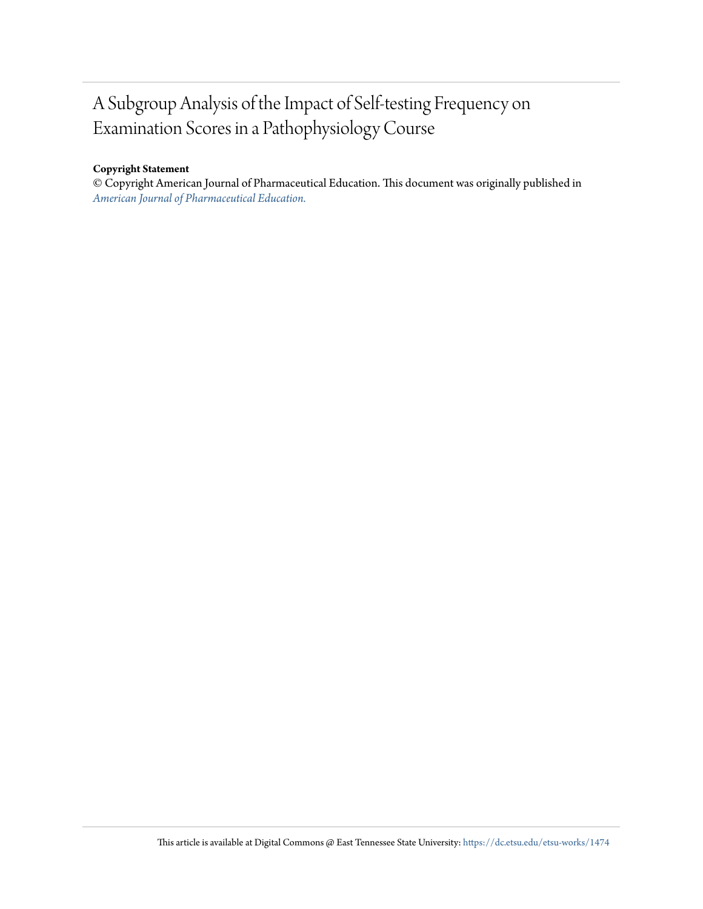# A Subgroup Analysis of the Impact of Self-testing Frequency on Examination Scores in a Pathophysiology Course

**Copyright Statement**

© Copyright American Journal of Pharmaceutical Education. This document was originally published in *American Journal of Pharmaceutical Education.*

This article is available at Digital Commons @ East Tennessee State University: https://dc.etsu.edu/etsu-works/1474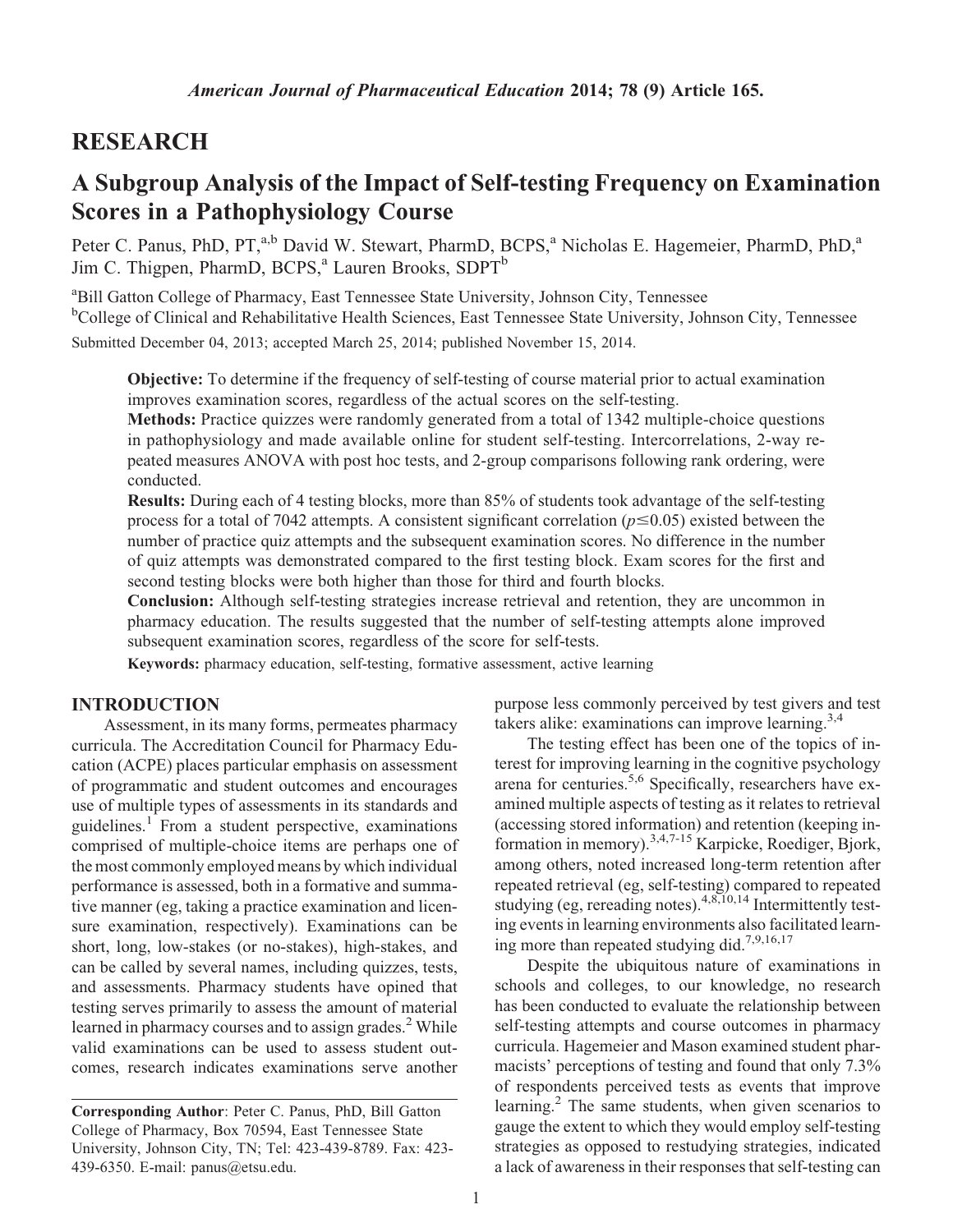# RESEARCH

# A Subgroup Analysis of the Impact of Self-testing Frequency on Examination Scores in a Pathophysiology Course

Peter C. Panus, PhD, PT,[a,b] David W. Stewart, PharmD, BCPS,[a] Nicholas E. Hagemeier, PharmD, PhD,[a] Jim C. Thigpen, PharmD, BCPS,[a] Lauren Brooks, SDPT[b]

[a]Bill Gatton College of Pharmacy, East Tennessee State University, Johnson City, Tennessee

[b]College of Clinical and Rehabilitative Health Sciences, East Tennessee State University, Johnson City, Tennessee

Submitted December 04, 2013; accepted March 25, 2014; published November 15, 2014.

**Objective:** To determine if the frequency of self-testing of course material prior to actual examination improves examination scores, regardless of the actual scores on the self-testing.

**Methods:** Practice quizzes were randomly generated from a total of 1342 multiple-choice questions in pathophysiology and made available online for student self-testing. Intercorrelations, 2-way repeated measures ANOVA with post hoc tests, and 2-group comparisons following rank ordering, were conducted.

**Results:** During each of 4 testing blocks, more than 85% of students took advantage of the self-testing process for a total of 7042 attempts. A consistent significant correlation ($p \leq 0.05$) existed between the number of practice quiz attempts and the subsequent examination scores. No difference in the number of quiz attempts was demonstrated compared to the first testing block. Exam scores for the first and second testing blocks were both higher than those for third and fourth blocks.

**Conclusion:** Although self-testing strategies increase retrieval and retention, they are uncommon in pharmacy education. The results suggested that the number of self-testing attempts alone improved subsequent examination scores, regardless of the score for self-tests.

**Keywords:** pharmacy education, self-testing, formative assessment, active learning

## INTRODUCTION

Assessment, in its many forms, permeates pharmacy curricula. The Accreditation Council for Pharmacy Education (ACPE) places particular emphasis on assessment of programmatic and student outcomes and encourages use of multiple types of assessments in its standards and guidelines.[1] From a student perspective, examinations comprised of multiple-choice items are perhaps one of the most commonly employed means by which individual performance is assessed, both in a formative and summative manner (eg, taking a practice examination and licensure examination, respectively). Examinations can be short, long, low-stakes (or no-stakes), high-stakes, and can be called by several names, including quizzes, tests, and assessments. Pharmacy students have opined that testing serves primarily to assess the amount of material learned in pharmacy courses and to assign grades.[2] While valid examinations can be used to assess student outcomes, research indicates examinations serve another purpose less commonly perceived by test givers and test takers alike: examinations can improve learning.[3,4]

The testing effect has been one of the topics of interest for improving learning in the cognitive psychology arena for centuries.[5,6] Specifically, researchers have examined multiple aspects of testing as it relates to retrieval (accessing stored information) and retention (keeping information in memory).[3,4,7-15] Karpicke, Roediger, Bjork, among others, noted increased long-term retention after repeated retrieval (eg, self-testing) compared to repeated studying (eg, rereading notes).[4,8,10,14] Intermittently testing events in learning environments also facilitated learning more than repeated studying did.[7,9,16,17]

Despite the ubiquitous nature of examinations in schools and colleges, to our knowledge, no research has been conducted to evaluate the relationship between self-testing attempts and course outcomes in pharmacy curricula. Hagemeier and Mason examined student pharmacists' perceptions of testing and found that only 7.3% of respondents perceived tests as events that improve learning.[2] The same students, when given scenarios to gauge the extent to which they would employ self-testing strategies as opposed to restudying strategies, indicated a lack of awareness in their responses that self-testing can

---

**Corresponding Author**: Peter C. Panus, PhD, Bill Gatton College of Pharmacy, Box 70594, East Tennessee State University, Johnson City, TN; Tel: 423-439-8789. Fax: 423-439-6350. E-mail: panus@etsu.edu.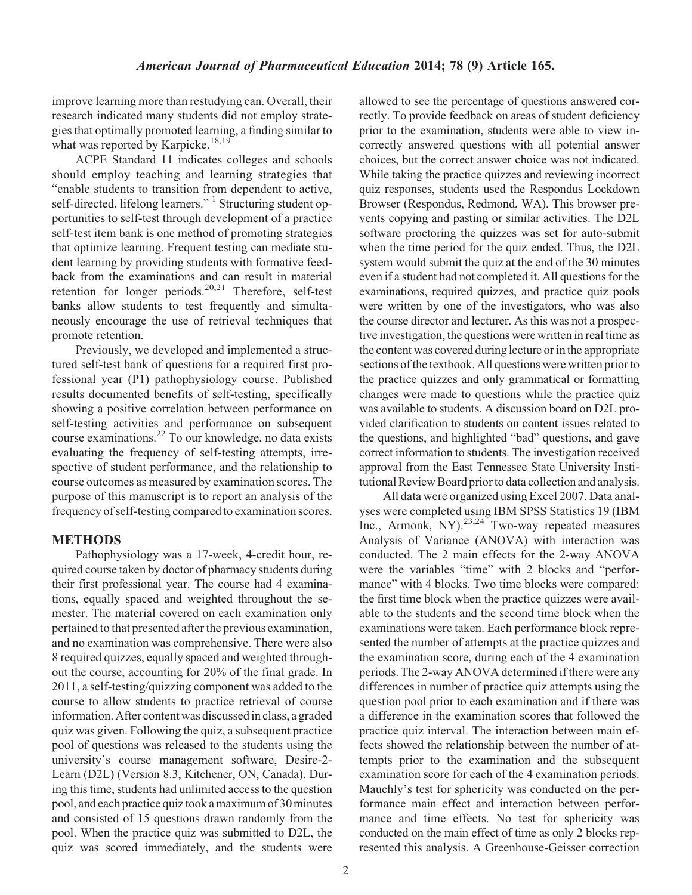improve learning more than restudying can. Overall, their research indicated many students did not employ strategies that optimally promoted learning, a finding similar to what was reported by Karpicke.[18,19]

ACPE Standard 11 indicates colleges and schools should employ teaching and learning strategies that "enable students to transition from dependent to active, self-directed, lifelong learners."[1] Structuring student opportunities to self-test through development of a practice self-test item bank is one method of promoting strategies that optimize learning. Frequent testing can mediate student learning by providing students with formative feedback from the examinations and can result in material retention for longer periods.[20,21] Therefore, self-test banks allow students to test frequently and simultaneously encourage the use of retrieval techniques that promote retention.

Previously, we developed and implemented a structured self-test bank of questions for a required first professional year (P1) pathophysiology course. Published results documented benefits of self-testing, specifically showing a positive correlation between performance on self-testing activities and performance on subsequent course examinations.[22] To our knowledge, no data exists evaluating the frequency of self-testing attempts, irrespective of student performance, and the relationship to course outcomes as measured by examination scores. The purpose of this manuscript is to report an analysis of the frequency of self-testing compared to examination scores.

## METHODS

Pathophysiology was a 17-week, 4-credit hour, required course taken by doctor of pharmacy students during their first professional year. The course had 4 examinations, equally spaced and weighted throughout the semester. The material covered on each examination only pertained to that presented after the previous examination, and no examination was comprehensive. There were also 8 required quizzes, equally spaced and weighted throughout the course, accounting for 20% of the final grade. In 2011, a self-testing/quizzing component was added to the course to allow students to practice retrieval of course information. After content was discussed in class, a graded quiz was given. Following the quiz, a subsequent practice pool of questions was released to the students using the university's course management software, Desire-2-Learn (D2L) (Version 8.3, Kitchener, ON, Canada). During this time, students had unlimited access to the question pool, and each practice quiz took a maximum of 30 minutes and consisted of 15 questions drawn randomly from the pool. When the practice quiz was submitted to D2L, the quiz was scored immediately, and the students were allowed to see the percentage of questions answered correctly. To provide feedback on areas of student deficiency prior to the examination, students were able to view incorrectly answered questions with all potential answer choices, but the correct answer choice was not indicated. While taking the practice quizzes and reviewing incorrect quiz responses, students used the Respondus Lockdown Browser (Respondus, Redmond, WA). This browser prevents copying and pasting or similar activities. The D2L software proctoring the quizzes was set for auto-submit when the time period for the quiz ended. Thus, the D2L system would submit the quiz at the end of the 30 minutes even if a student had not completed it. All questions for the examinations, required quizzes, and practice quiz pools were written by one of the investigators, who was also the course director and lecturer. As this was not a prospective investigation, the questions were written in real time as the content was covered during lecture or in the appropriate sections of the textbook. All questions were written prior to the practice quizzes and only grammatical or formatting changes were made to questions while the practice quiz was available to students. A discussion board on D2L provided clarification to students on content issues related to the questions, and highlighted "bad" questions, and gave correct information to students. The investigation received approval from the East Tennessee State University Institutional Review Board prior to data collection and analysis.

All data were organized using Excel 2007. Data analyses were completed using IBM SPSS Statistics 19 (IBM Inc., Armonk, NY).[23,24] Two-way repeated measures Analysis of Variance (ANOVA) with interaction was conducted. The 2 main effects for the 2-way ANOVA were the variables "time" with 2 blocks and "performance" with 4 blocks. Two time blocks were compared: the first time block when the practice quizzes were available to the students and the second time block when the examinations were taken. Each performance block represented the number of attempts at the practice quizzes and the examination score, during each of the 4 examination periods. The 2-way ANOVA determined if there were any differences in number of practice quiz attempts using the question pool prior to each examination and if there was a difference in the examination scores that followed the practice quiz interval. The interaction between main effects showed the relationship between the number of attempts prior to the examination and the subsequent examination score for each of the 4 examination periods. Mauchly's test for sphericity was conducted on the performance main effect and interaction between performance and time effects. No test for sphericity was conducted on the main effect of time as only 2 blocks represented this analysis. A Greenhouse-Geisser correction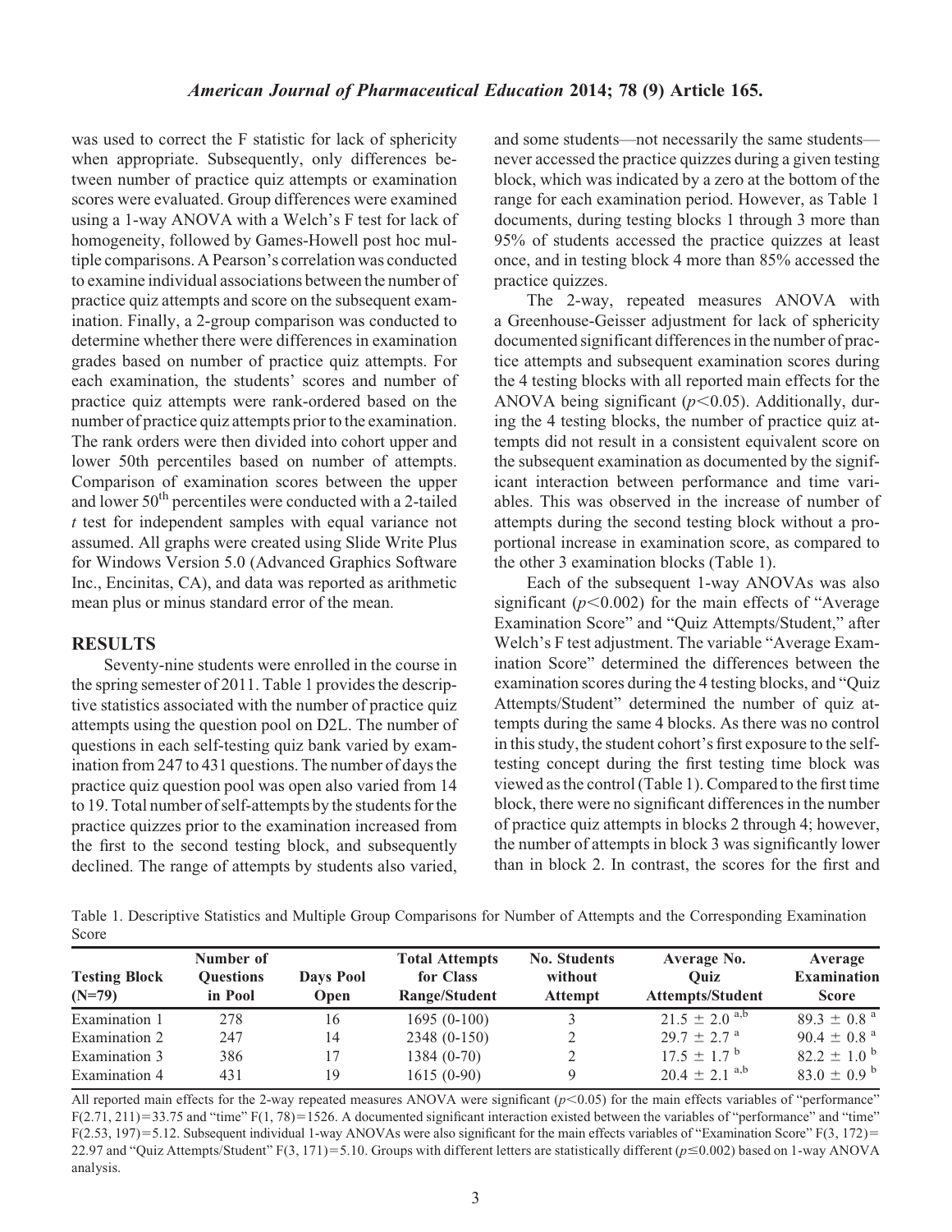was used to correct the F statistic for lack of sphericity when appropriate. Subsequently, only differences between number of practice quiz attempts or examination scores were evaluated. Group differences were examined using a 1-way ANOVA with a Welch's F test for lack of homogeneity, followed by Games-Howell post hoc multiple comparisons. A Pearson's correlation was conducted to examine individual associations between the number of practice quiz attempts and score on the subsequent examination. Finally, a 2-group comparison was conducted to determine whether there were differences in examination grades based on number of practice quiz attempts. For each examination, the students' scores and number of practice quiz attempts were rank-ordered based on the number of practice quiz attempts prior to the examination. The rank orders were then divided into cohort upper and lower 50th percentiles based on number of attempts. Comparison of examination scores between the upper and lower 50$^{th}$ percentiles were conducted with a 2-tailed *t* test for independent samples with equal variance not assumed. All graphs were created using Slide Write Plus for Windows Version 5.0 (Advanced Graphics Software Inc., Encinitas, CA), and data was reported as arithmetic mean plus or minus standard error of the mean.

## RESULTS

Seventy-nine students were enrolled in the course in the spring semester of 2011. Table 1 provides the descriptive statistics associated with the number of practice quiz attempts using the question pool on D2L. The number of questions in each self-testing quiz bank varied by examination from 247 to 431 questions. The number of days the practice quiz question pool was open also varied from 14 to 19. Total number of self-attempts by the students for the practice quizzes prior to the examination increased from the first to the second testing block, and subsequently declined. The range of attempts by students also varied, and some students—not necessarily the same students—never accessed the practice quizzes during a given testing block, which was indicated by a zero at the bottom of the range for each examination period. However, as Table 1 documents, during testing blocks 1 through 3 more than 95% of students accessed the practice quizzes at least once, and in testing block 4 more than 85% accessed the practice quizzes.

The 2-way, repeated measures ANOVA with a Greenhouse-Geisser adjustment for lack of sphericity documented significant differences in the number of practice attempts and subsequent examination scores during the 4 testing blocks with all reported main effects for the ANOVA being significant ($p<0.05$). Additionally, during the 4 testing blocks, the number of practice quiz attempts did not result in a consistent equivalent score on the subsequent examination as documented by the significant interaction between performance and time variables. This was observed in the increase of number of attempts during the second testing block without a proportional increase in examination score, as compared to the other 3 examination blocks (Table 1).

Each of the subsequent 1-way ANOVAs was also significant ($p<0.002$) for the main effects of "Average Examination Score" and "Quiz Attempts/Student," after Welch's F test adjustment. The variable "Average Examination Score" determined the differences between the examination scores during the 4 testing blocks, and "Quiz Attempts/Student" determined the number of quiz attempts during the same 4 blocks. As there was no control in this study, the student cohort's first exposure to the self-testing concept during the first testing time block was viewed as the control (Table 1). Compared to the first time block, there were no significant differences in the number of practice quiz attempts in blocks 2 through 4; however, the number of attempts in block 3 was significantly lower than in block 2. In contrast, the scores for the first and

Table 1. Descriptive Statistics and Multiple Group Comparisons for Number of Attempts and the Corresponding Examination Score

| Testing Block (N=79) | Number of Questions in Pool | Days Pool Open | Total Attempts for Class Range/Student | No. Students without Attempt | Average No. Quiz Attempts/Student | Average Examination Score |
|---|---|---|---|---|---|---|
| Examination 1 | 278 | 16 | 1695 (0-100) | 3 | $21.5 \pm 2.0^{a,b}$ | $89.3 \pm 0.8^{a}$ |
| Examination 2 | 247 | 14 | 2348 (0-150) | 2 | $29.7 \pm 2.7^{a}$ | $90.4 \pm 0.8^{a}$ |
| Examination 3 | 386 | 17 | 1384 (0-70) | 2 | $17.5 \pm 1.7^{b}$ | $82.2 \pm 1.0^{b}$ |
| Examination 4 | 431 | 19 | 1615 (0-90) | 9 | $20.4 \pm 2.1^{a,b}$ | $83.0 \pm 0.9^{b}$ |

All reported main effects for the 2-way repeated measures ANOVA were significant ($p<0.05$) for the main effects variables of "performance" $F(2.71, 211)=33.75$ and "time" $F(1, 78)=1526$. A documented significant interaction existed between the variables of "performance" and "time" $F(2.53, 197)=5.12$. Subsequent individual 1-way ANOVAs were also significant for the main effects variables of "Examination Score" $F(3, 172)=22.97$ and "Quiz Attempts/Student" $F(3, 171)=5.10$. Groups with different letters are statistically different ($p\leq0.002$) based on 1-way ANOVA analysis.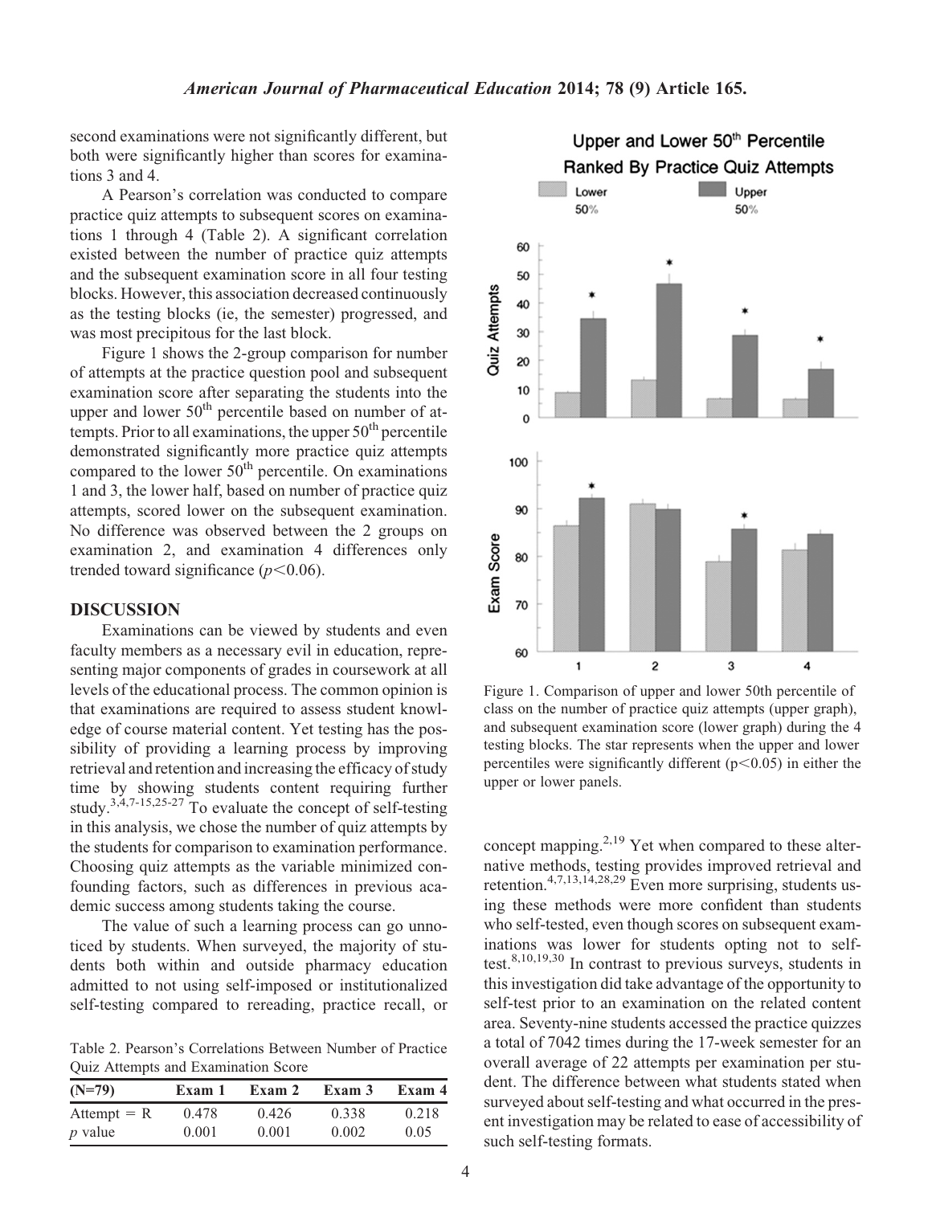second examinations were not significantly different, but both were significantly higher than scores for examinations 3 and 4.

A Pearson's correlation was conducted to compare practice quiz attempts to subsequent scores on examinations 1 through 4 (Table 2). A significant correlation existed between the number of practice quiz attempts and the subsequent examination score in all four testing blocks. However, this association decreased continuously as the testing blocks (ie, the semester) progressed, and was most precipitous for the last block.

Figure 1 shows the 2-group comparison for number of attempts at the practice question pool and subsequent examination score after separating the students into the upper and lower 50th percentile based on number of attempts. Prior to all examinations, the upper 50th percentile demonstrated significantly more practice quiz attempts compared to the lower 50th percentile. On examinations 1 and 3, the lower half, based on number of practice quiz attempts, scored lower on the subsequent examination. No difference was observed between the 2 groups on examination 2, and examination 4 differences only trended toward significance ($p<0.06$).

Figure 1. Comparison of upper and lower 50th percentile of class on the number of practice quiz attempts (upper graph), and subsequent examination score (lower graph) during the 4 testing blocks. The star represents when the upper and lower percentiles were significantly different ($p<0.05$) in either the upper or lower panels.

## DISCUSSION

Examinations can be viewed by students and even faculty members as a necessary evil in education, representing major components of grades in coursework at all levels of the educational process. The common opinion is that examinations are required to assess student knowledge of course material content. Yet testing has the possibility of providing a learning process by improving retrieval and retention and increasing the efficacy of study time by showing students content requiring further study.[3,4,7-15,25-27] To evaluate the concept of self-testing in this analysis, we chose the number of quiz attempts by the students for comparison to examination performance. Choosing quiz attempts as the variable minimized confounding factors, such as differences in previous academic success among students taking the course.

The value of such a learning process can go unnoticed by students. When surveyed, the majority of students both within and outside pharmacy education admitted to not using self-imposed or institutionalized self-testing compared to rereading, practice recall, or concept mapping.[2,19] Yet when compared to these alternative methods, testing provides improved retrieval and retention.[4,7,13,14,28,29] Even more surprising, students using these methods were more confident than students who self-tested, even though scores on subsequent examinations was lower for students opting not to self-test.[8,10,19,30] In contrast to previous surveys, students in this investigation did take advantage of the opportunity to self-test prior to an examination on the related content area. Seventy-nine students accessed the practice quizzes a total of 7042 times during the 17-week semester for an overall average of 22 attempts per examination per student. The difference between what students stated when surveyed about self-testing and what occurred in the present investigation may be related to ease of accessibility of such self-testing formats.

Table 2. Pearson's Correlations Between Number of Practice Quiz Attempts and Examination Score

| (N=79) | Exam 1 | Exam 2 | Exam 3 | Exam 4 |
|---|---|---|---|---|
| Attempt = R | 0.478 | 0.426 | 0.338 | 0.218 |
| *p* value | 0.001 | 0.001 | 0.002 | 0.05 |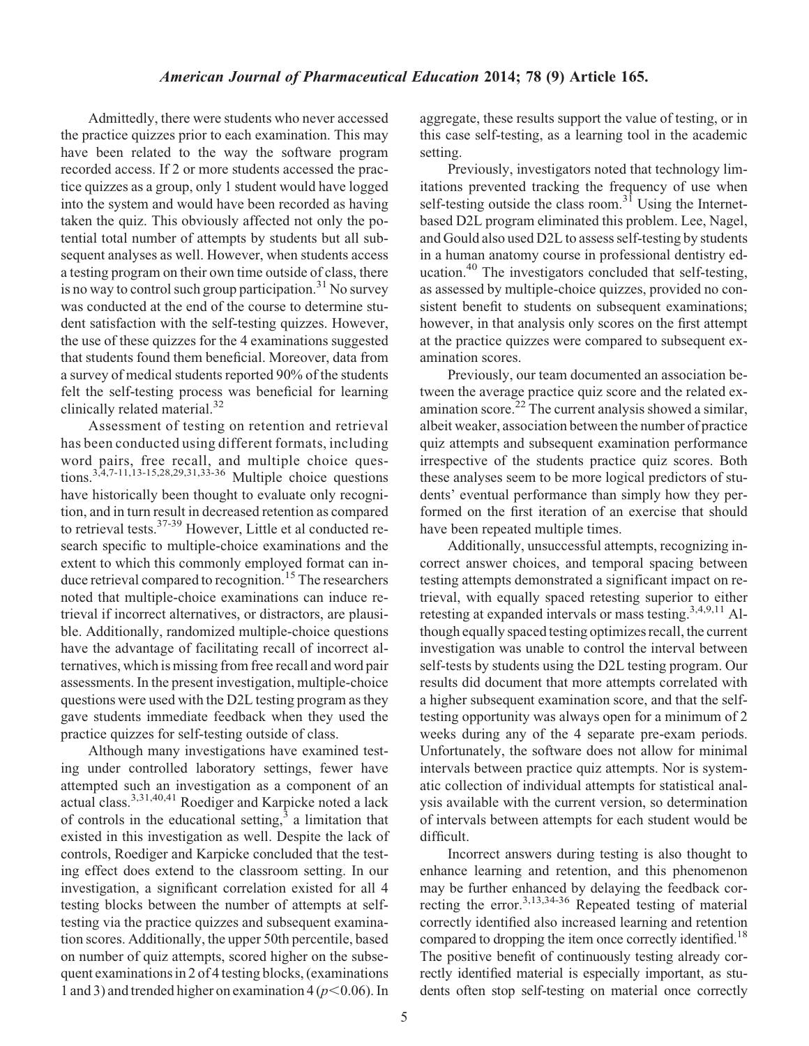Admittedly, there were students who never accessed the practice quizzes prior to each examination. This may have been related to the way the software program recorded access. If 2 or more students accessed the practice quizzes as a group, only 1 student would have logged into the system and would have been recorded as having taken the quiz. This obviously affected not only the potential total number of attempts by students but all subsequent analyses as well. However, when students access a testing program on their own time outside of class, there is no way to control such group participation.[31] No survey was conducted at the end of the course to determine student satisfaction with the self-testing quizzes. However, the use of these quizzes for the 4 examinations suggested that students found them beneficial. Moreover, data from a survey of medical students reported 90% of the students felt the self-testing process was beneficial for learning clinically related material.[32]

Assessment of testing on retention and retrieval has been conducted using different formats, including word pairs, free recall, and multiple choice questions.[3,4,7-11,13-15,28,29,31,33-36] Multiple choice questions have historically been thought to evaluate only recognition, and in turn result in decreased retention as compared to retrieval tests.[37-39] However, Little et al conducted research specific to multiple-choice examinations and the extent to which this commonly employed format can induce retrieval compared to recognition.[15] The researchers noted that multiple-choice examinations can induce retrieval if incorrect alternatives, or distractors, are plausible. Additionally, randomized multiple-choice questions have the advantage of facilitating recall of incorrect alternatives, which is missing from free recall and word pair assessments. In the present investigation, multiple-choice questions were used with the D2L testing program as they gave students immediate feedback when they used the practice quizzes for self-testing outside of class.

Although many investigations have examined testing under controlled laboratory settings, fewer have attempted such an investigation as a component of an actual class.[3,31,40,41] Roediger and Karpicke noted a lack of controls in the educational setting,[3] a limitation that existed in this investigation as well. Despite the lack of controls, Roediger and Karpicke concluded that the testing effect does extend to the classroom setting. In our investigation, a significant correlation existed for all 4 testing blocks between the number of attempts at self-testing via the practice quizzes and subsequent examination scores. Additionally, the upper 50th percentile, based on number of quiz attempts, scored higher on the subsequent examinations in 2 of 4 testing blocks, (examinations 1 and 3) and trended higher on examination 4 ($p<0.06$). In aggregate, these results support the value of testing, or in this case self-testing, as a learning tool in the academic setting.

Previously, investigators noted that technology limitations prevented tracking the frequency of use when self-testing outside the class room.[31] Using the Internet-based D2L program eliminated this problem. Lee, Nagel, and Gould also used D2L to assess self-testing by students in a human anatomy course in professional dentistry education.[40] The investigators concluded that self-testing, as assessed by multiple-choice quizzes, provided no consistent benefit to students on subsequent examinations; however, in that analysis only scores on the first attempt at the practice quizzes were compared to subsequent examination scores.

Previously, our team documented an association between the average practice quiz score and the related examination score.[22] The current analysis showed a similar, albeit weaker, association between the number of practice quiz attempts and subsequent examination performance irrespective of the students practice quiz scores. Both these analyses seem to be more logical predictors of students' eventual performance than simply how they performed on the first iteration of an exercise that should have been repeated multiple times.

Additionally, unsuccessful attempts, recognizing incorrect answer choices, and temporal spacing between testing attempts demonstrated a significant impact on retrieval, with equally spaced retesting superior to either retesting at expanded intervals or mass testing.[3,4,9,11] Although equally spaced testing optimizes recall, the current investigation was unable to control the interval between self-tests by students using the D2L testing program. Our results did document that more attempts correlated with a higher subsequent examination score, and that the self-testing opportunity was always open for a minimum of 2 weeks during any of the 4 separate pre-exam periods. Unfortunately, the software does not allow for minimal intervals between practice quiz attempts. Nor is systematic collection of individual attempts for statistical analysis available with the current version, so determination of intervals between attempts for each student would be difficult.

Incorrect answers during testing is also thought to enhance learning and retention, and this phenomenon may be further enhanced by delaying the feedback correcting the error.[3,13,34-36] Repeated testing of material correctly identified also increased learning and retention compared to dropping the item once correctly identified.[18] The positive benefit of continuously testing already correctly identified material is especially important, as students often stop self-testing on material once correctly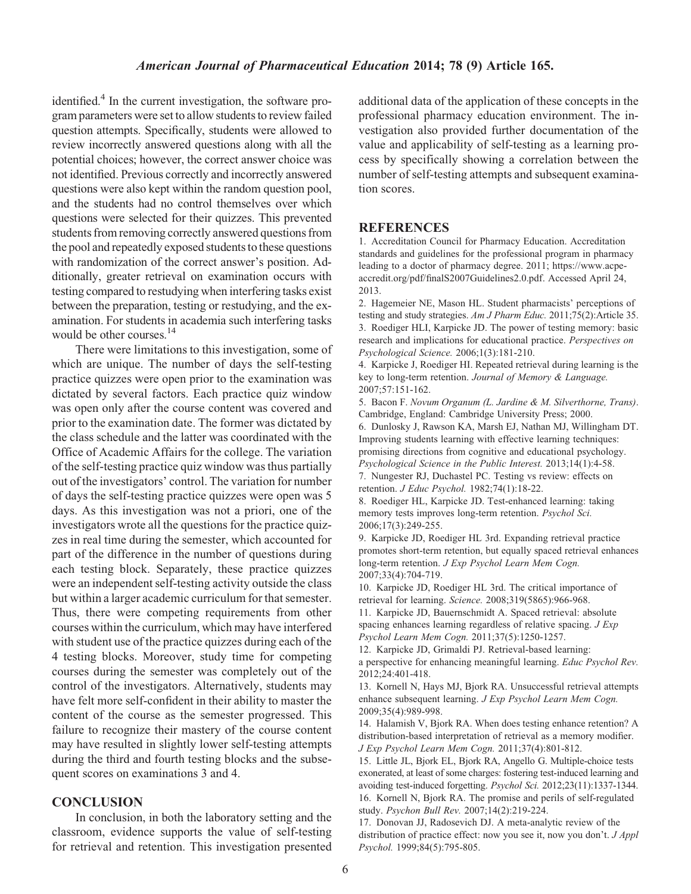identified.[4] In the current investigation, the software program parameters were set to allow students to review failed question attempts. Specifically, students were allowed to review incorrectly answered questions along with all the potential choices; however, the correct answer choice was not identified. Previous correctly and incorrectly answered questions were also kept within the random question pool, and the students had no control themselves over which questions were selected for their quizzes. This prevented students from removing correctly answered questions from the pool and repeatedly exposed students to these questions with randomization of the correct answer's position. Additionally, greater retrieval on examination occurs with testing compared to restudying when interfering tasks exist between the preparation, testing or restudying, and the examination. For students in academia such interfering tasks would be other courses.[14]

There were limitations to this investigation, some of which are unique. The number of days the self-testing practice quizzes were open prior to the examination was dictated by several factors. Each practice quiz window was open only after the course content was covered and prior to the examination date. The former was dictated by the class schedule and the latter was coordinated with the Office of Academic Affairs for the college. The variation of the self-testing practice quiz window was thus partially out of the investigators' control. The variation for number of days the self-testing practice quizzes were open was 5 days. As this investigation was not a priori, one of the investigators wrote all the questions for the practice quizzes in real time during the semester, which accounted for part of the difference in the number of questions during each testing block. Separately, these practice quizzes were an independent self-testing activity outside the class but within a larger academic curriculum for that semester. Thus, there were competing requirements from other courses within the curriculum, which may have interfered with student use of the practice quizzes during each of the 4 testing blocks. Moreover, study time for competing courses during the semester was completely out of the control of the investigators. Alternatively, students may have felt more self-confident in their ability to master the content of the course as the semester progressed. This failure to recognize their mastery of the course content may have resulted in slightly lower self-testing attempts during the third and fourth testing blocks and the subsequent scores on examinations 3 and 4.

## CONCLUSION

In conclusion, in both the laboratory setting and the classroom, evidence supports the value of self-testing for retrieval and retention. This investigation presented additional data of the application of these concepts in the professional pharmacy education environment. The investigation also provided further documentation of the value and applicability of self-testing as a learning process by specifically showing a correlation between the number of self-testing attempts and subsequent examination scores.

## REFERENCES

1. Accreditation Council for Pharmacy Education. Accreditation standards and guidelines for the professional program in pharmacy leading to a doctor of pharmacy degree. 2011; https://www.acpe-accredit.org/pdf/finalS2007Guidelines2.0.pdf. Accessed April 24, 2013.
2. Hagemeier NE, Mason HL. Student pharmacists' perceptions of testing and study strategies. *Am J Pharm Educ.* 2011;75(2):Article 35.
3. Roediger HLI, Karpicke JD. The power of testing memory: basic research and implications for educational practice. *Perspectives on Psychological Science.* 2006;1(3):181-210.
4. Karpicke J, Roediger HI. Repeated retrieval during learning is the key to long-term retention. *Journal of Memory & Language.* 2007;57:151-162.
5. Bacon F. *Novum Organum (L. Jardine & M. Silverthorne, Trans)*. Cambridge, England: Cambridge University Press; 2000.
6. Dunlosky J, Rawson KA, Marsh EJ, Nathan MJ, Willingham DT. Improving students learning with effective learning techniques: promising directions from cognitive and educational psychology. *Psychological Science in the Public Interest.* 2013;14(1):4-58.
7. Nungester RJ, Duchastel PC. Testing vs review: effects on retention. *J Educ Psychol.* 1982;74(1):18-22.
8. Roediger HL, Karpicke JD. Test-enhanced learning: taking memory tests improves long-term retention. *Psychol Sci.* 2006;17(3):249-255.
9. Karpicke JD, Roediger HL 3rd. Expanding retrieval practice promotes short-term retention, but equally spaced retrieval enhances long-term retention. *J Exp Psychol Learn Mem Cogn.* 2007;33(4):704-719.
10. Karpicke JD, Roediger HL 3rd. The critical importance of retrieval for learning. *Science.* 2008;319(5865):966-968.
11. Karpicke JD, Bauernschmidt A. Spaced retrieval: absolute spacing enhances learning regardless of relative spacing. *J Exp Psychol Learn Mem Cogn.* 2011;37(5):1250-1257.
12. Karpicke JD, Grimaldi PJ. Retrieval-based learning: a perspective for enhancing meaningful learning. *Educ Psychol Rev.* 2012;24:401-418.
13. Kornell N, Hays MJ, Bjork RA. Unsuccessful retrieval attempts enhance subsequent learning. *J Exp Psychol Learn Mem Cogn.* 2009;35(4):989-998.
14. Halamish V, Bjork RA. When does testing enhance retention? A distribution-based interpretation of retrieval as a memory modifier. *J Exp Psychol Learn Mem Cogn.* 2011;37(4):801-812.
15. Little JL, Bjork EL, Bjork RA, Angello G. Multiple-choice tests exonerated, at least of some charges: fostering test-induced learning and avoiding test-induced forgetting. *Psychol Sci.* 2012;23(11):1337-1344.
16. Kornell N, Bjork RA. The promise and perils of self-regulated study. *Psychon Bull Rev.* 2007;14(2):219-224.
17. Donovan JJ, Radosevich DJ. A meta-analytic review of the distribution of practice effect: now you see it, now you don't. *J Appl Psychol.* 1999;84(5):795-805.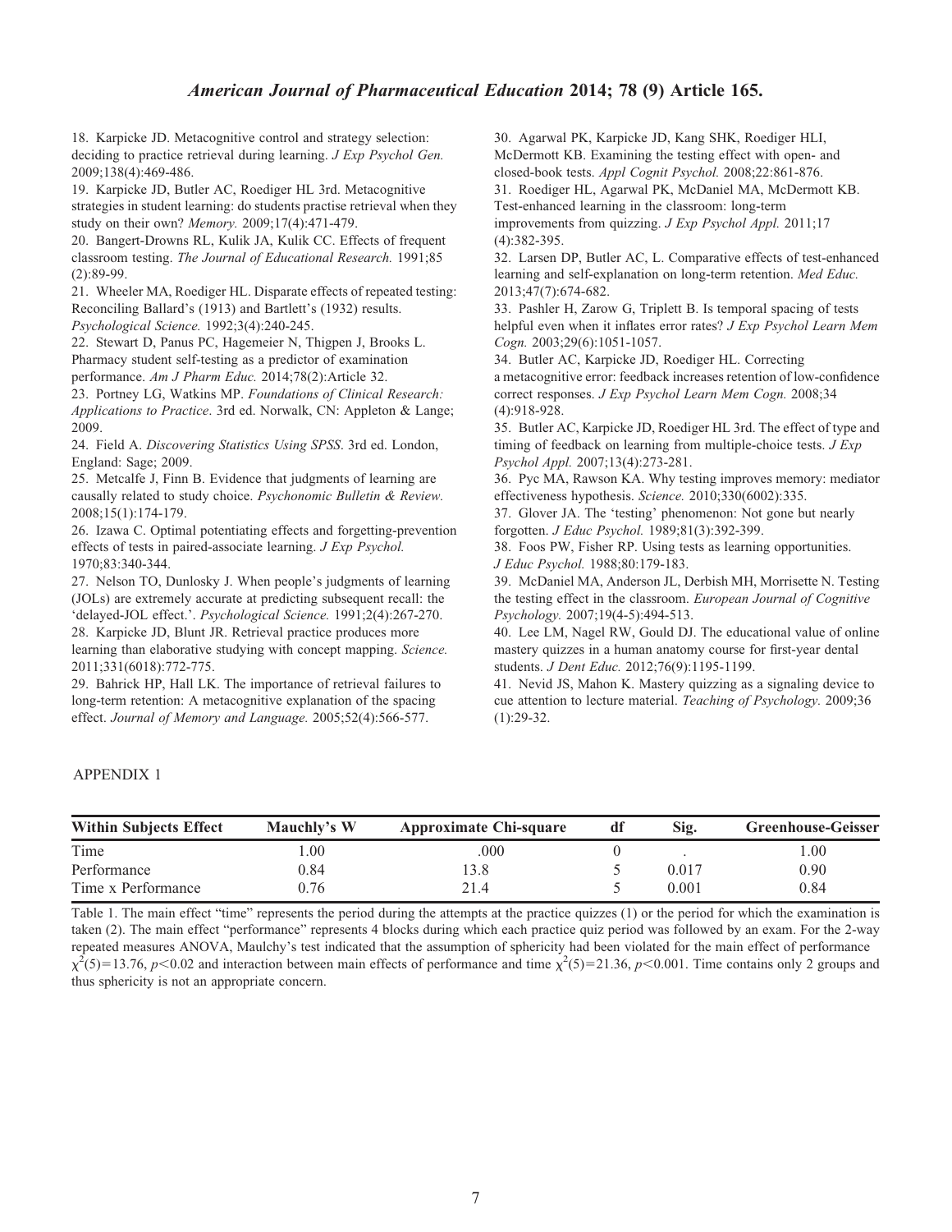18. Karpicke JD. Metacognitive control and strategy selection: deciding to practice retrieval during learning. *J Exp Psychol Gen.* 2009;138(4):469-486.

19. Karpicke JD, Butler AC, Roediger HL 3rd. Metacognitive strategies in student learning: do students practise retrieval when they study on their own? *Memory.* 2009;17(4):471-479.

20. Bangert-Drowns RL, Kulik JA, Kulik CC. Effects of frequent classroom testing. *The Journal of Educational Research.* 1991;85 (2):89-99.

21. Wheeler MA, Roediger HL. Disparate effects of repeated testing: Reconciling Ballard's (1913) and Bartlett's (1932) results. *Psychological Science.* 1992;3(4):240-245.

22. Stewart D, Panus PC, Hagemeier N, Thigpen J, Brooks L. Pharmacy student self-testing as a predictor of examination performance. *Am J Pharm Educ.* 2014;78(2):Article 32.

23. Portney LG, Watkins MP. *Foundations of Clinical Research: Applications to Practice*. 3rd ed. Norwalk, CN: Appleton & Lange; 2009.

24. Field A. *Discovering Statistics Using SPSS*. 3rd ed. London, England: Sage; 2009.

25. Metcalfe J, Finn B. Evidence that judgments of learning are causally related to study choice. *Psychonomic Bulletin & Review.* 2008;15(1):174-179.

26. Izawa C. Optimal potentiating effects and forgetting-prevention effects of tests in paired-associate learning. *J Exp Psychol.* 1970;83:340-344.

27. Nelson TO, Dunlosky J. When people's judgments of learning (JOLs) are extremely accurate at predicting subsequent recall: the 'delayed-JOL effect.'. *Psychological Science.* 1991;2(4):267-270.

28. Karpicke JD, Blunt JR. Retrieval practice produces more learning than elaborative studying with concept mapping. *Science.* 2011;331(6018):772-775.

29. Bahrick HP, Hall LK. The importance of retrieval failures to long-term retention: A metacognitive explanation of the spacing effect. *Journal of Memory and Language.* 2005;52(4):566-577.

30. Agarwal PK, Karpicke JD, Kang SHK, Roediger HLI, McDermott KB. Examining the testing effect with open- and closed-book tests. *Appl Cognit Psychol.* 2008;22:861-876.

31. Roediger HL, Agarwal PK, McDaniel MA, McDermott KB. Test-enhanced learning in the classroom: long-term improvements from quizzing. *J Exp Psychol Appl.* 2011;17 (4):382-395.

32. Larsen DP, Butler AC, L. Comparative effects of test-enhanced learning and self-explanation on long-term retention. *Med Educ.* 2013;47(7):674-682.

33. Pashler H, Zarow G, Triplett B. Is temporal spacing of tests helpful even when it inflates error rates? *J Exp Psychol Learn Mem Cogn.* 2003;29(6):1051-1057.

34. Butler AC, Karpicke JD, Roediger HL. Correcting a metacognitive error: feedback increases retention of low-confidence correct responses. *J Exp Psychol Learn Mem Cogn.* 2008;34 (4):918-928.

35. Butler AC, Karpicke JD, Roediger HL 3rd. The effect of type and timing of feedback on learning from multiple-choice tests. *J Exp Psychol Appl.* 2007;13(4):273-281.

36. Pyc MA, Rawson KA. Why testing improves memory: mediator effectiveness hypothesis. *Science.* 2010;330(6002):335.

37. Glover JA. The 'testing' phenomenon: Not gone but nearly forgotten. *J Educ Psychol.* 1989;81(3):392-399.

38. Foos PW, Fisher RP. Using tests as learning opportunities. *J Educ Psychol.* 1988;80:179-183.

39. McDaniel MA, Anderson JL, Derbish MH, Morrisette N. Testing the testing effect in the classroom. *European Journal of Cognitive Psychology.* 2007;19(4-5):494-513.

40. Lee LM, Nagel RW, Gould DJ. The educational value of online mastery quizzes in a human anatomy course for first-year dental students. *J Dent Educ.* 2012;76(9):1195-1199.

41. Nevid JS, Mahon K. Mastery quizzing as a signaling device to cue attention to lecture material. *Teaching of Psychology.* 2009;36 (1):29-32.

## APPENDIX 1

| Within Subjects Effect | Mauchly's W | Approximate Chi-square | df | Sig. | Greenhouse-Geisser |
|---|---|---|---|---|---|
| Time | 1.00 | .000 | 0 | . | 1.00 |
| Performance | 0.84 | 13.8 | 5 | 0.017 | 0.90 |
| Time x Performance | 0.76 | 21.4 | 5 | 0.001 | 0.84 |

Table 1. The main effect "time" represents the period during the attempts at the practice quizzes (1) or the period for which the examination is taken (2). The main effect "performance" represents 4 blocks during which each practice quiz period was followed by an exam. For the 2-way repeated measures ANOVA, Maulchy's test indicated that the assumption of sphericity had been violated for the main effect of performance $\chi^2(5)=13.76$, $p<0.02$ and interaction between main effects of performance and time $\chi^2(5)=21.36$, $p<0.001$. Time contains only 2 groups and thus sphericity is not an appropriate concern.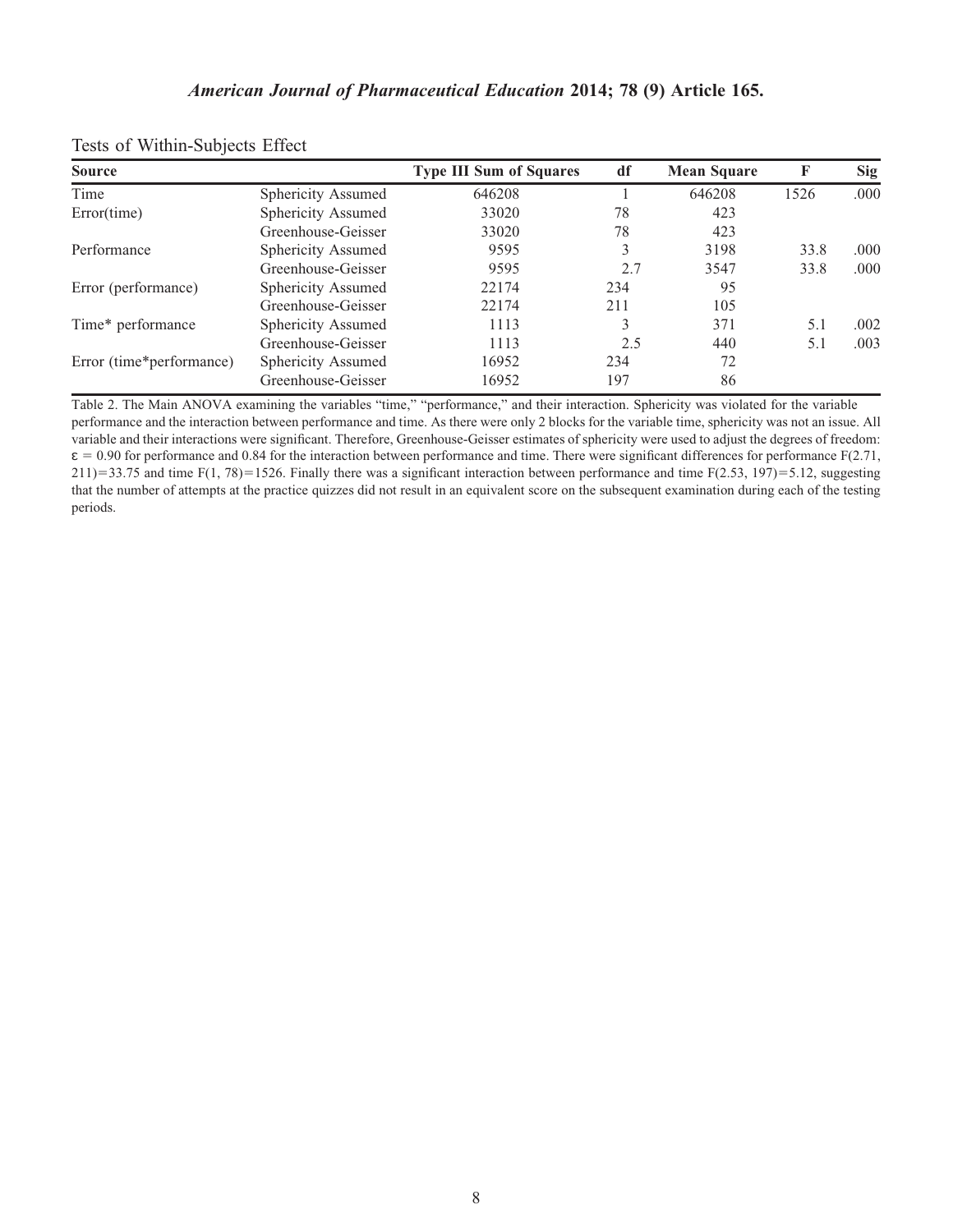Tests of Within-Subjects Effect

| Source | | Type III Sum of Squares | df | Mean Square | F | Sig |
| --- | --- | --- | --- | --- | --- | --- |
| Time | Sphericity Assumed | 646208 | 1 | 646208 | 1526 | .000 |
| Error(time) | Sphericity Assumed | 33020 | 78 | 423 | | |
| | Greenhouse-Geisser | 33020 | 78 | 423 | | |
| Performance | Sphericity Assumed | 9595 | 3 | 3198 | 33.8 | .000 |
| | Greenhouse-Geisser | 9595 | 2.7 | 3547 | 33.8 | .000 |
| Error (performance) | Sphericity Assumed | 22174 | 234 | 95 | | |
| | Greenhouse-Geisser | 22174 | 211 | 105 | | |
| Time* performance | Sphericity Assumed | 1113 | 3 | 371 | 5.1 | .002 |
| | Greenhouse-Geisser | 1113 | 2.5 | 440 | 5.1 | .003 |
| Error (time*performance) | Sphericity Assumed | 16952 | 234 | 72 | | |
| | Greenhouse-Geisser | 16952 | 197 | 86 | | |

Table 2. The Main ANOVA examining the variables "time," "performance," and their interaction. Sphericity was violated for the variable performance and the interaction between performance and time. As there were only 2 blocks for the variable time, sphericity was not an issue. All variable and their interactions were significant. Therefore, Greenhouse-Geisser estimates of sphericity were used to adjust the degrees of freedom: $\varepsilon = 0.90$ for performance and 0.84 for the interaction between performance and time. There were significant differences for performance $F(2.71, 211)=33.75$ and time $F(1, 78)=1526$. Finally there was a significant interaction between performance and time $F(2.53, 197)=5.12$, suggesting that the number of attempts at the practice quizzes did not result in an equivalent score on the subsequent examination during each of the testing periods.